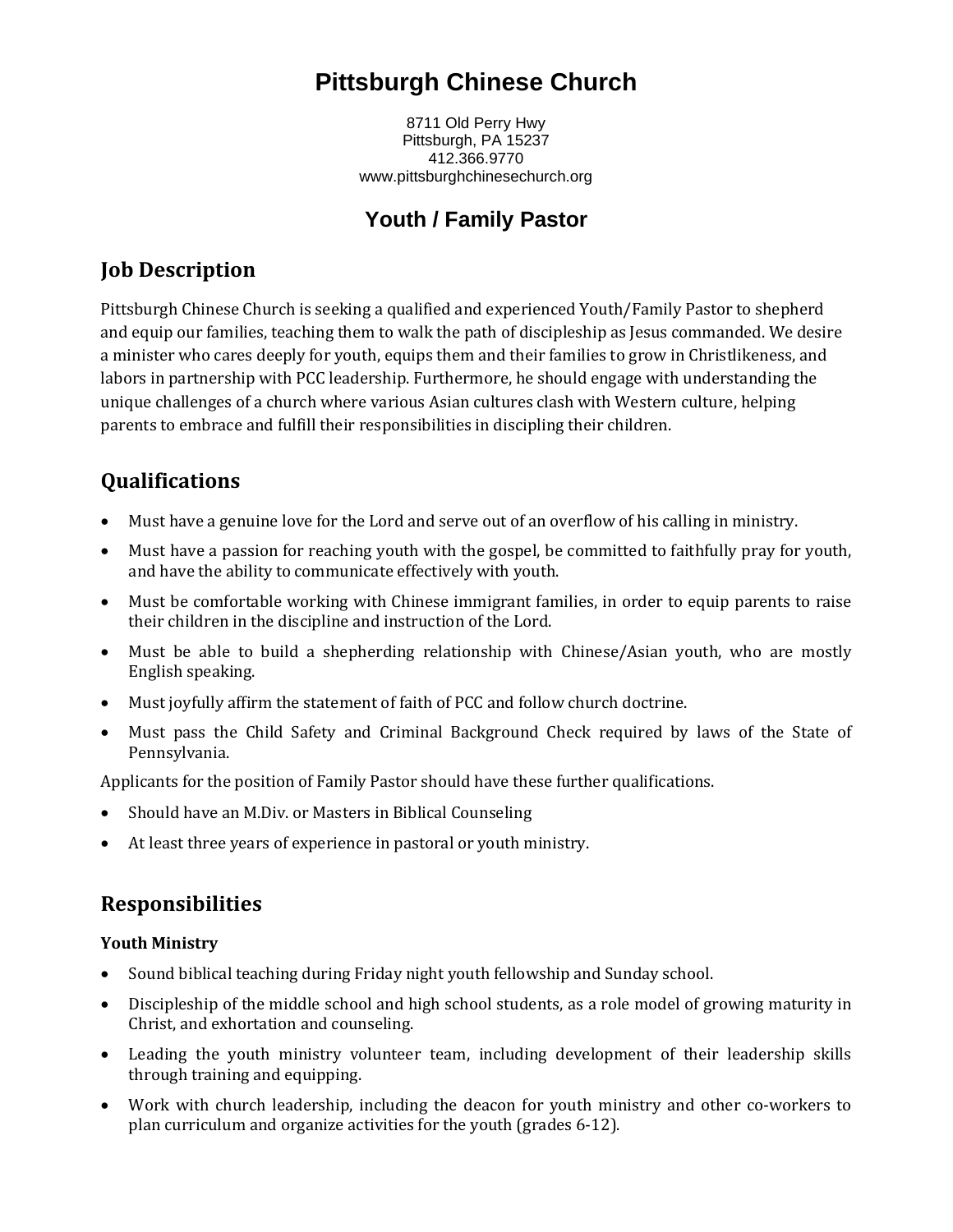# Pittsburgh Chinese Church

8711 Old Perry Hwy
Pittsburgh, PA 15237
412.366.9770
www.pittsburghchinesechurch.org

## Youth / Family Pastor

## Job Description

Pittsburgh Chinese Church is seeking a qualified and experienced Youth/Family Pastor to shepherd and equip our families, teaching them to walk the path of discipleship as Jesus commanded. We desire a minister who cares deeply for youth, equips them and their families to grow in Christlikeness, and labors in partnership with PCC leadership. Furthermore, he should engage with understanding the unique challenges of a church where various Asian cultures clash with Western culture, helping parents to embrace and fulfill their responsibilities in discipling their children.

## Qualifications

- Must have a genuine love for the Lord and serve out of an overflow of his calling in ministry.
- Must have a passion for reaching youth with the gospel, be committed to faithfully pray for youth, and have the ability to communicate effectively with youth.
- Must be comfortable working with Chinese immigrant families, in order to equip parents to raise their children in the discipline and instruction of the Lord.
- Must be able to build a shepherding relationship with Chinese/Asian youth, who are mostly English speaking.
- Must joyfully affirm the statement of faith of PCC and follow church doctrine.
- Must pass the Child Safety and Criminal Background Check required by laws of the State of Pennsylvania.

Applicants for the position of Family Pastor should have these further qualifications.

- Should have an M.Div. or Masters in Biblical Counseling
- At least three years of experience in pastoral or youth ministry.

## Responsibilities

### Youth Ministry

- Sound biblical teaching during Friday night youth fellowship and Sunday school.
- Discipleship of the middle school and high school students, as a role model of growing maturity in Christ, and exhortation and counseling.
- Leading the youth ministry volunteer team, including development of their leadership skills through training and equipping.
- Work with church leadership, including the deacon for youth ministry and other co-workers to plan curriculum and organize activities for the youth (grades 6-12).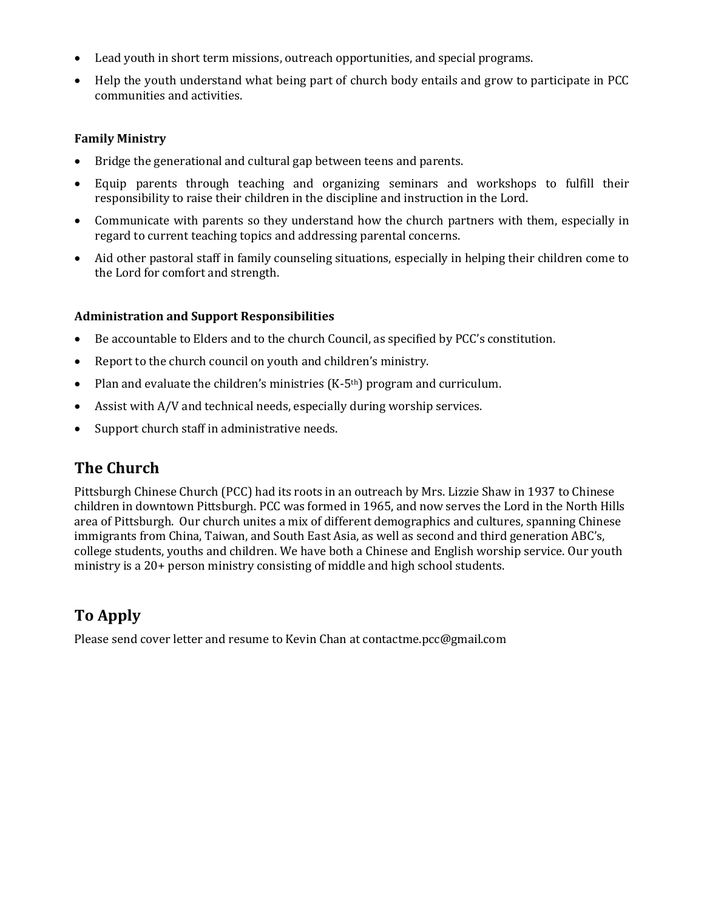- Lead youth in short term missions, outreach opportunities, and special programs.
- Help the youth understand what being part of church body entails and grow to participate in PCC communities and activities.

**Family Ministry**

- Bridge the generational and cultural gap between teens and parents.
- Equip parents through teaching and organizing seminars and workshops to fulfill their responsibility to raise their children in the discipline and instruction in the Lord.
- Communicate with parents so they understand how the church partners with them, especially in regard to current teaching topics and addressing parental concerns.
- Aid other pastoral staff in family counseling situations, especially in helping their children come to the Lord for comfort and strength.

**Administration and Support Responsibilities**

- Be accountable to Elders and to the church Council, as specified by PCC's constitution.
- Report to the church council on youth and children's ministry.
- Plan and evaluate the children's ministries (K-5th) program and curriculum.
- Assist with A/V and technical needs, especially during worship services.
- Support church staff in administrative needs.

## The Church

Pittsburgh Chinese Church (PCC) had its roots in an outreach by Mrs. Lizzie Shaw in 1937 to Chinese children in downtown Pittsburgh. PCC was formed in 1965, and now serves the Lord in the North Hills area of Pittsburgh. Our church unites a mix of different demographics and cultures, spanning Chinese immigrants from China, Taiwan, and South East Asia, as well as second and third generation ABC's, college students, youths and children. We have both a Chinese and English worship service. Our youth ministry is a 20+ person ministry consisting of middle and high school students.

## To Apply

Please send cover letter and resume to Kevin Chan at contactme.pcc@gmail.com